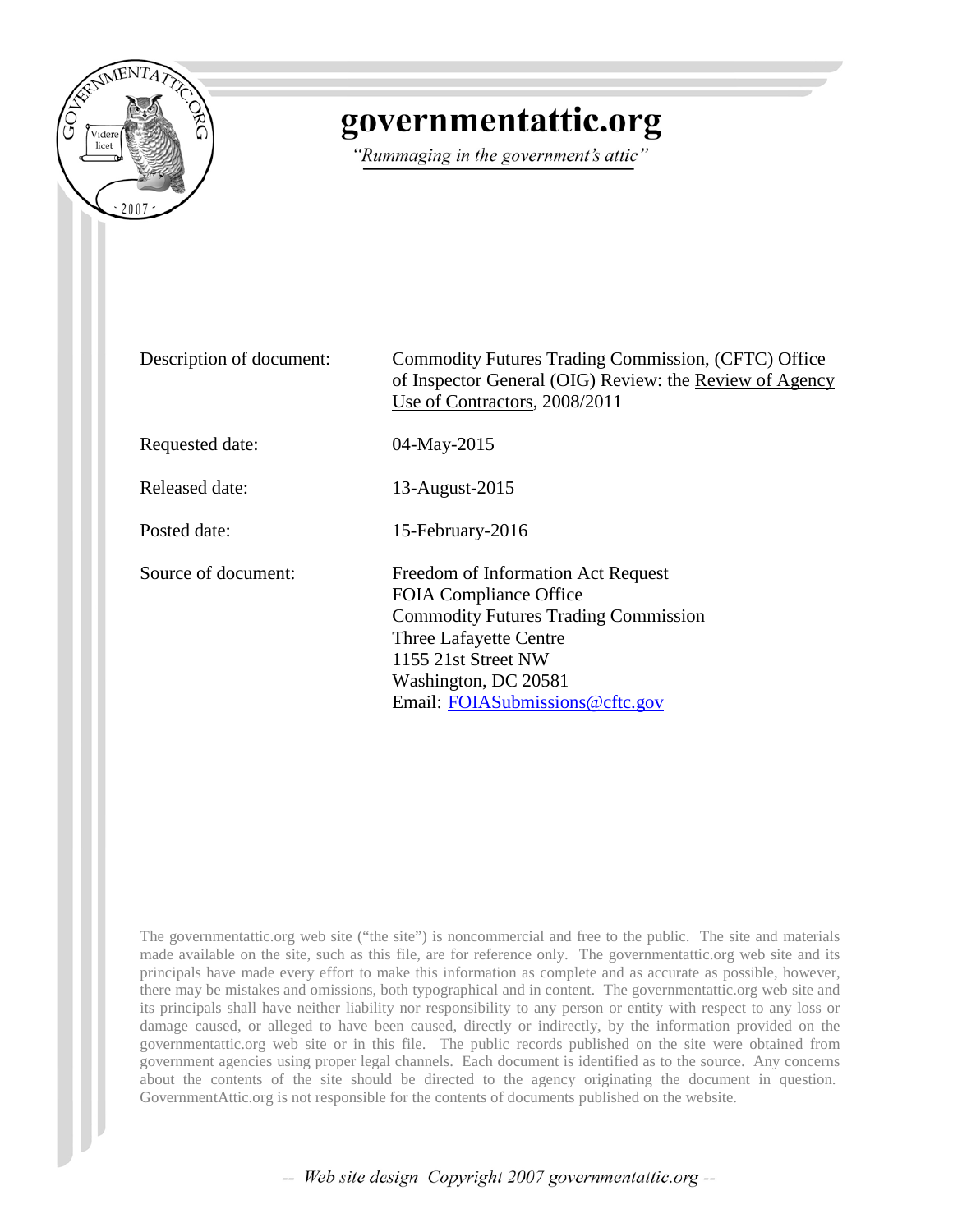# governmentattic.org

*"Rummaging in the government's attic"*

| | |
|---|---|
| Description of document: | Commodity Futures Trading Commission, (CFTC) Office of Inspector General (OIG) Review: the Review of Agency Use of Contractors, 2008/2011 |
| Requested date: | 04-May-2015 |
| Released date: | 13-August-2015 |
| Posted date: | 15-February-2016 |
| Source of document: | Freedom of Information Act Request<br>FOIA Compliance Office<br>Commodity Futures Trading Commission<br>Three Lafayette Centre<br>1155 21st Street NW<br>Washington, DC 20581<br>Email: FOIASubmissions@cftc.gov |

The governmentattic.org web site ("the site") is noncommercial and free to the public. The site and materials made available on the site, such as this file, are for reference only. The governmentattic.org web site and its principals have made every effort to make this information as complete and as accurate as possible, however, there may be mistakes and omissions, both typographical and in content. The governmentattic.org web site and its principals shall have neither liability nor responsibility to any person or entity with respect to any loss or damage caused, or alleged to have been caused, directly or indirectly, by the information provided on the governmentattic.org web site or in this file. The public records published on the site were obtained from government agencies using proper legal channels. Each document is identified as to the source. Any concerns about the contents of the site should be directed to the agency originating the document in question. GovernmentAttic.org is not responsible for the contents of documents published on the website.

*-- Web site design Copyright 2007 governmentattic.org --*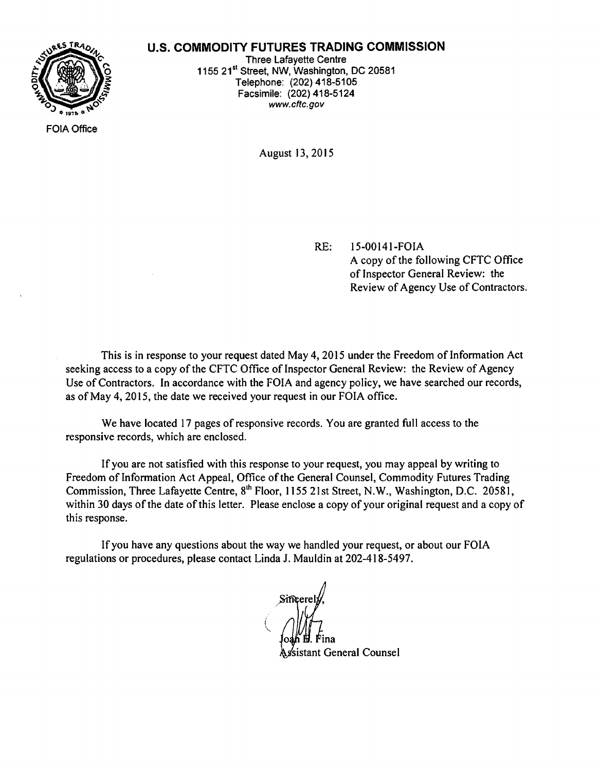# U.S. COMMODITY FUTURES TRADING COMMISSION

Three Lafayette Centre
1155 21st Street, NW, Washington, DC 20581
Telephone: (202) 418-5105
Facsimile: (202) 418-5124
www.cftc.gov

FOIA Office

August 13, 2015

RE: 15-00141-FOIA
A copy of the following CFTC Office of Inspector General Review: the Review of Agency Use of Contractors.

This is in response to your request dated May 4, 2015 under the Freedom of Information Act seeking access to a copy of the CFTC Office of Inspector General Review: the Review of Agency Use of Contractors. In accordance with the FOIA and agency policy, we have searched our records, as of May 4, 2015, the date we received your request in our FOIA office.

We have located 17 pages of responsive records. You are granted full access to the responsive records, which are enclosed.

If you are not satisfied with this response to your request, you may appeal by writing to Freedom of Information Act Appeal, Office of the General Counsel, Commodity Futures Trading Commission, Three Lafayette Centre, 8th Floor, 1155 21st Street, N.W., Washington, D.C. 20581, within 30 days of the date of this letter. Please enclose a copy of your original request and a copy of this response.

If you have any questions about the way we handled your request, or about our FOIA regulations or procedures, please contact Linda J. Mauldin at 202-418-5497.

Sincerely,

Joan B. Fina
Assistant General Counsel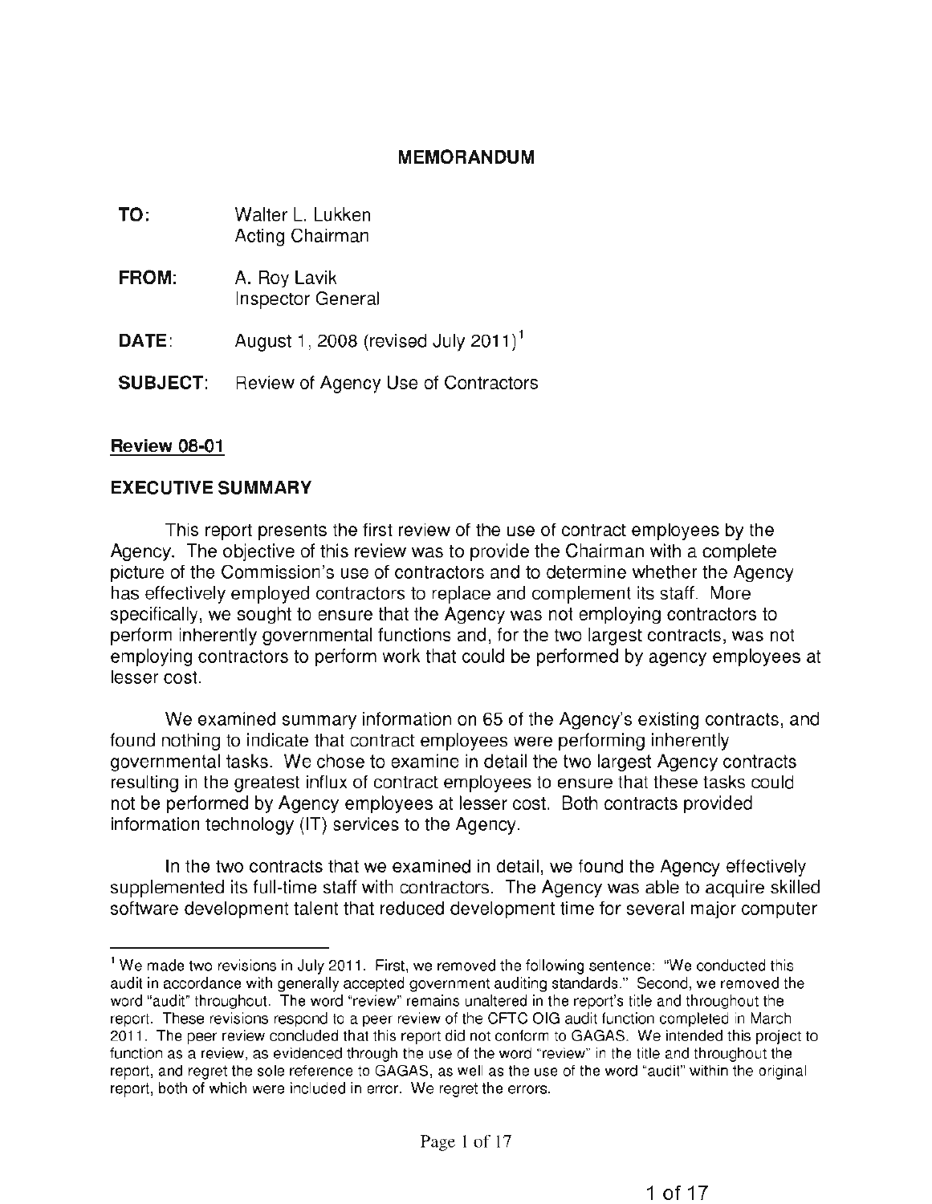# MEMORANDUM

**TO:** Walter L. Lukken
Acting Chairman

**FROM:** A. Roy Lavik
Inspector General

**DATE:** August 1, 2008 (revised July 2011)[1]

**SUBJECT:** Review of Agency Use of Contractors

## Review 08-01

## EXECUTIVE SUMMARY

This report presents the first review of the use of contract employees by the Agency. The objective of this review was to provide the Chairman with a complete picture of the Commission's use of contractors and to determine whether the Agency has effectively employed contractors to replace and complement its staff. More specifically, we sought to ensure that the Agency was not employing contractors to perform inherently governmental functions and, for the two largest contracts, was not employing contractors to perform work that could be performed by agency employees at lesser cost.

We examined summary information on 65 of the Agency's existing contracts, and found nothing to indicate that contract employees were performing inherently governmental tasks. We chose to examine in detail the two largest Agency contracts resulting in the greatest influx of contract employees to ensure that these tasks could not be performed by Agency employees at lesser cost. Both contracts provided information technology (IT) services to the Agency.

In the two contracts that we examined in detail, we found the Agency effectively supplemented its full-time staff with contractors. The Agency was able to acquire skilled software development talent that reduced development time for several major computer

---

[1] We made two revisions in July 2011. First, we removed the following sentence: "We conducted this audit in accordance with generally accepted government auditing standards." Second, we removed the word "audit" throughout. The word "review" remains unaltered in the report's title and throughout the report. These revisions respond to a peer review of the CFTC OIG audit function completed in March 2011. The peer review concluded that this report did not conform to GAGAS. We intended this project to function as a review, as evidenced through the use of the word "review" in the title and throughout the report, and regret the sole reference to GAGAS, as well as the use of the word "audit" within the original report, both of which were included in error. We regret the errors.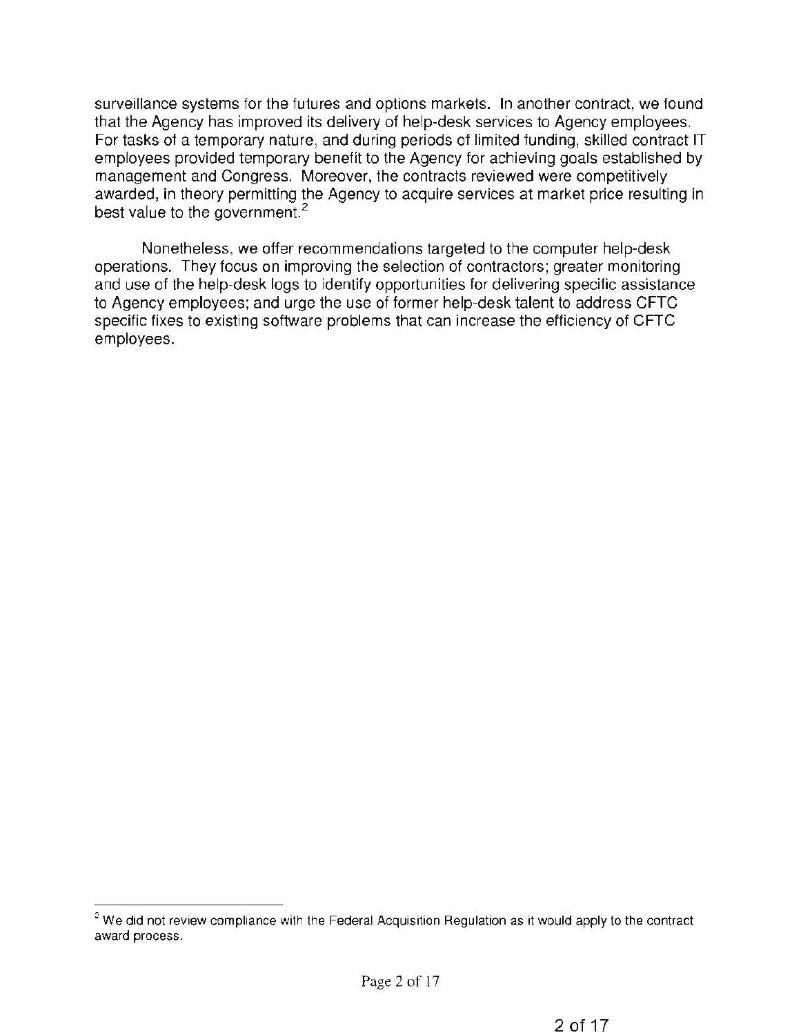surveillance systems for the futures and options markets. In another contract, we found that the Agency has improved its delivery of help-desk services to Agency employees. For tasks of a temporary nature, and during periods of limited funding, skilled contract IT employees provided temporary benefit to the Agency for achieving goals established by management and Congress. Moreover, the contracts reviewed were competitively awarded, in theory permitting the Agency to acquire services at market price resulting in best value to the government.[2]

Nonetheless, we offer recommendations targeted to the computer help-desk operations. They focus on improving the selection of contractors; greater monitoring and use of the help-desk logs to identify opportunities for delivering specific assistance to Agency employees; and urge the use of former help-desk talent to address CFTC specific fixes to existing software problems that can increase the efficiency of CFTC employees.

---

[2] We did not review compliance with the Federal Acquisition Regulation as it would apply to the contract award process.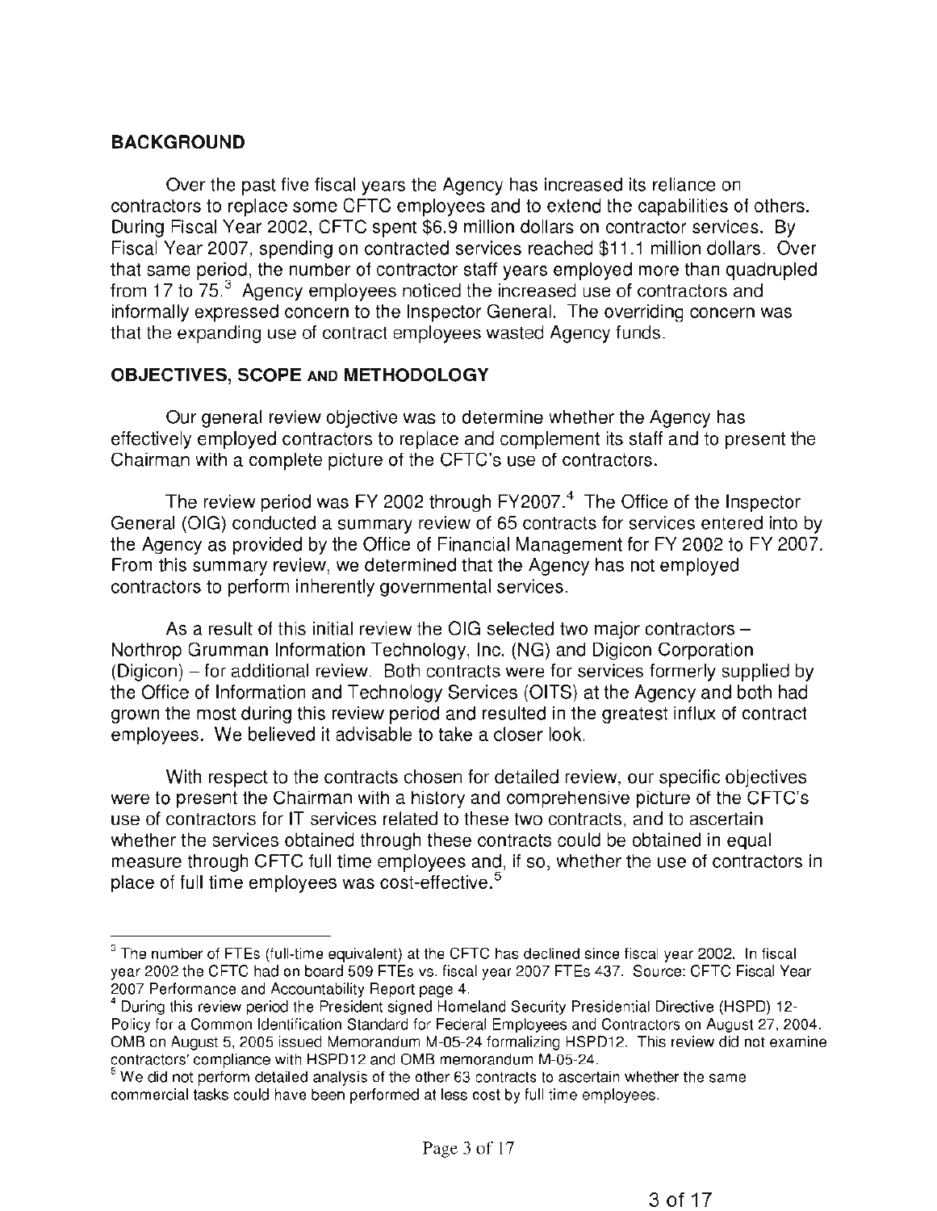## BACKGROUND

Over the past five fiscal years the Agency has increased its reliance on contractors to replace some CFTC employees and to extend the capabilities of others. During Fiscal Year 2002, CFTC spent $6.9 million dollars on contractor services. By Fiscal Year 2007, spending on contracted services reached $11.1 million dollars. Over that same period, the number of contractor staff years employed more than quadrupled from 17 to 75.[3] Agency employees noticed the increased use of contractors and informally expressed concern to the Inspector General. The overriding concern was that the expanding use of contract employees wasted Agency funds.

## OBJECTIVES, SCOPE AND METHODOLOGY

Our general review objective was to determine whether the Agency has effectively employed contractors to replace and complement its staff and to present the Chairman with a complete picture of the CFTC's use of contractors.

The review period was FY 2002 through FY2007.[4] The Office of the Inspector General (OIG) conducted a summary review of 65 contracts for services entered into by the Agency as provided by the Office of Financial Management for FY 2002 to FY 2007. From this summary review, we determined that the Agency has not employed contractors to perform inherently governmental services.

As a result of this initial review the OIG selected two major contractors – Northrop Grumman Information Technology, Inc. (NG) and Digicon Corporation (Digicon) – for additional review. Both contracts were for services formerly supplied by the Office of Information and Technology Services (OITS) at the Agency and both had grown the most during this review period and resulted in the greatest influx of contract employees. We believed it advisable to take a closer look.

With respect to the contracts chosen for detailed review, our specific objectives were to present the Chairman with a history and comprehensive picture of the CFTC's use of contractors for IT services related to these two contracts, and to ascertain whether the services obtained through these contracts could be obtained in equal measure through CFTC full time employees and, if so, whether the use of contractors in place of full time employees was cost-effective.[5]

---

[3] The number of FTEs (full-time equivalent) at the CFTC has declined since fiscal year 2002. In fiscal year 2002 the CFTC had on board 509 FTEs vs. fiscal year 2007 FTEs 437. Source: CFTC Fiscal Year 2007 Performance and Accountability Report page 4.

[4] During this review period the President signed Homeland Security Presidential Directive (HSPD) 12-Policy for a Common Identification Standard for Federal Employees and Contractors on August 27, 2004. OMB on August 5, 2005 issued Memorandum M-05-24 formalizing HSPD12. This review did not examine contractors' compliance with HSPD12 and OMB memorandum M-05-24.

[5] We did not perform detailed analysis of the other 63 contracts to ascertain whether the same commercial tasks could have been performed at less cost by full time employees.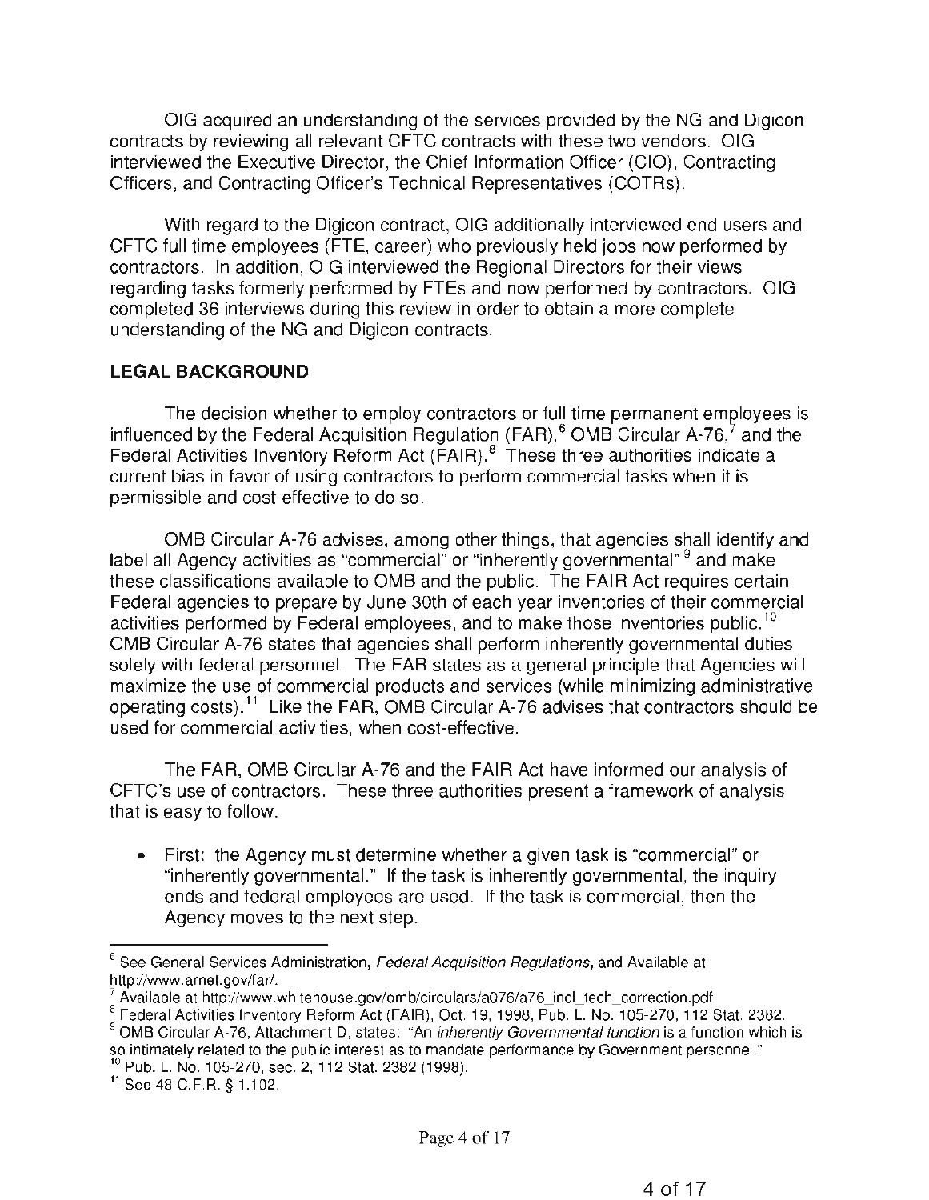OIG acquired an understanding of the services provided by the NG and Digicon contracts by reviewing all relevant CFTC contracts with these two vendors. OIG interviewed the Executive Director, the Chief Information Officer (CIO), Contracting Officers, and Contracting Officer's Technical Representatives (COTRs).

With regard to the Digicon contract, OIG additionally interviewed end users and CFTC full time employees (FTE, career) who previously held jobs now performed by contractors. In addition, OIG interviewed the Regional Directors for their views regarding tasks formerly performed by FTEs and now performed by contractors. OIG completed 36 interviews during this review in order to obtain a more complete understanding of the NG and Digicon contracts.

## LEGAL BACKGROUND

The decision whether to employ contractors or full time permanent employees is influenced by the Federal Acquisition Regulation (FAR),[6] OMB Circular A-76,[7] and the Federal Activities Inventory Reform Act (FAIR).[8] These three authorities indicate a current bias in favor of using contractors to perform commercial tasks when it is permissible and cost-effective to do so.

OMB Circular A-76 advises, among other things, that agencies shall identify and label all Agency activities as "commercial" or "inherently governmental" [9] and make these classifications available to OMB and the public. The FAIR Act requires certain Federal agencies to prepare by June 30th of each year inventories of their commercial activities performed by Federal employees, and to make those inventories public.[10] OMB Circular A-76 states that agencies shall perform inherently governmental duties solely with federal personnel. The FAR states as a general principle that Agencies will maximize the use of commercial products and services (while minimizing administrative operating costs).[11] Like the FAR, OMB Circular A-76 advises that contractors should be used for commercial activities, when cost-effective.

The FAR, OMB Circular A-76 and the FAIR Act have informed our analysis of CFTC's use of contractors. These three authorities present a framework of analysis that is easy to follow.

- First: the Agency must determine whether a given task is "commercial" or "inherently governmental." If the task is inherently governmental, the inquiry ends and federal employees are used. If the task is commercial, then the Agency moves to the next step.

---

[6] See General Services Administration, *Federal Acquisition Regulations*, and Available at http://www.arnet.gov/far/.

[7] Available at http://www.whitehouse.gov/omb/circulars/a076/a76_incl_tech_correction.pdf

[8] Federal Activities Inventory Reform Act (FAIR), Oct. 19, 1998, Pub. L. No. 105-270, 112 Stat. 2382.

[9] OMB Circular A-76, Attachment D, states: "An *inherently Governmental function* is a function which is so intimately related to the public interest as to mandate performance by Government personnel."

[10] Pub. L. No. 105-270, sec. 2, 112 Stat. 2382 (1998).

[11] See 48 C.F.R. § 1.102.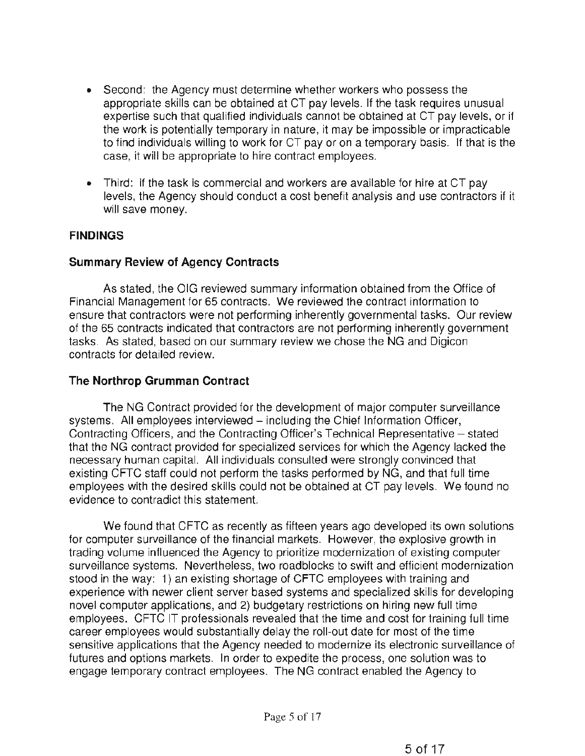- Second: the Agency must determine whether workers who possess the appropriate skills can be obtained at CT pay levels. If the task requires unusual expertise such that qualified individuals cannot be obtained at CT pay levels, or if the work is potentially temporary in nature, it may be impossible or impracticable to find individuals willing to work for CT pay or on a temporary basis. If that is the case, it will be appropriate to hire contract employees.

- Third: if the task is commercial and workers are available for hire at CT pay levels, the Agency should conduct a cost benefit analysis and use contractors if it will save money.

## FINDINGS

### Summary Review of Agency Contracts

As stated, the OIG reviewed summary information obtained from the Office of Financial Management for 65 contracts. We reviewed the contract information to ensure that contractors were not performing inherently governmental tasks. Our review of the 65 contracts indicated that contractors are not performing inherently government tasks. As stated, based on our summary review we chose the NG and Digicon contracts for detailed review.

### The Northrop Grumman Contract

The NG Contract provided for the development of major computer surveillance systems. All employees interviewed – including the Chief Information Officer, Contracting Officers, and the Contracting Officer's Technical Representative – stated that the NG contract provided for specialized services for which the Agency lacked the necessary human capital. All individuals consulted were strongly convinced that existing CFTC staff could not perform the tasks performed by NG, and that full time employees with the desired skills could not be obtained at CT pay levels. We found no evidence to contradict this statement.

We found that CFTC as recently as fifteen years ago developed its own solutions for computer surveillance of the financial markets. However, the explosive growth in trading volume influenced the Agency to prioritize modernization of existing computer surveillance systems. Nevertheless, two roadblocks to swift and efficient modernization stood in the way: 1) an existing shortage of CFTC employees with training and experience with newer client server based systems and specialized skills for developing novel computer applications, and 2) budgetary restrictions on hiring new full time employees. CFTC IT professionals revealed that the time and cost for training full time career employees would substantially delay the roll-out date for most of the time sensitive applications that the Agency needed to modernize its electronic surveillance of futures and options markets. In order to expedite the process, one solution was to engage temporary contract employees. The NG contract enabled the Agency to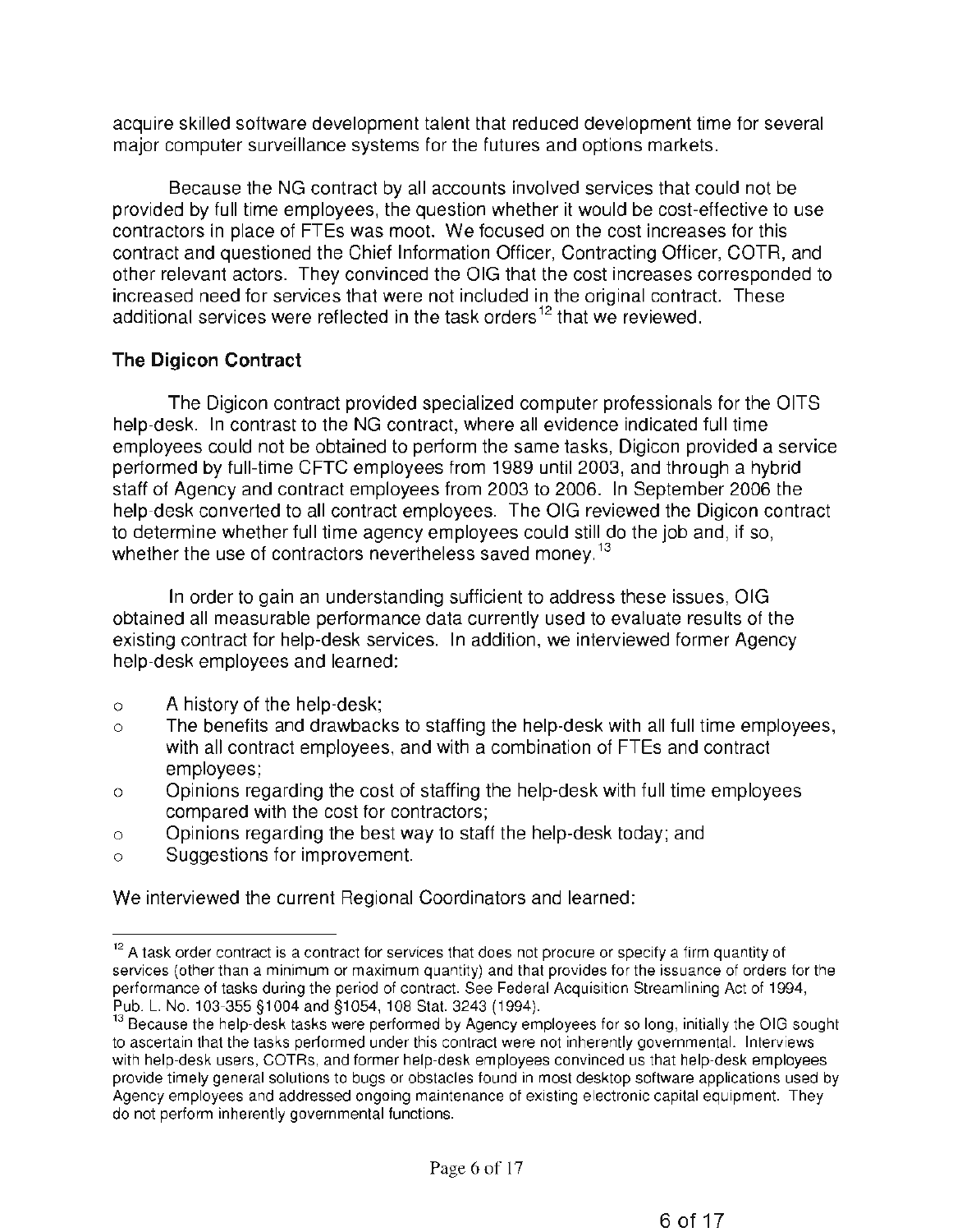acquire skilled software development talent that reduced development time for several major computer surveillance systems for the futures and options markets.

Because the NG contract by all accounts involved services that could not be provided by full time employees, the question whether it would be cost-effective to use contractors in place of FTEs was moot. We focused on the cost increases for this contract and questioned the Chief Information Officer, Contracting Officer, COTR, and other relevant actors. They convinced the OIG that the cost increases corresponded to increased need for services that were not included in the original contract. These additional services were reflected in the task orders[12] that we reviewed.

### The Digicon Contract

The Digicon contract provided specialized computer professionals for the OITS help-desk. In contrast to the NG contract, where all evidence indicated full time employees could not be obtained to perform the same tasks, Digicon provided a service performed by full-time CFTC employees from 1989 until 2003, and through a hybrid staff of Agency and contract employees from 2003 to 2006. In September 2006 the help-desk converted to all contract employees. The OIG reviewed the Digicon contract to determine whether full time agency employees could still do the job and, if so, whether the use of contractors nevertheless saved money.[13]

In order to gain an understanding sufficient to address these issues, OIG obtained all measurable performance data currently used to evaluate results of the existing contract for help-desk services. In addition, we interviewed former Agency help-desk employees and learned:

- A history of the help-desk;
- The benefits and drawbacks to staffing the help-desk with all full time employees, with all contract employees, and with a combination of FTEs and contract employees;
- Opinions regarding the cost of staffing the help-desk with full time employees compared with the cost for contractors;
- Opinions regarding the best way to staff the help-desk today; and
- Suggestions for improvement.

We interviewed the current Regional Coordinators and learned:

---

[12] A task order contract is a contract for services that does not procure or specify a firm quantity of services (other than a minimum or maximum quantity) and that provides for the issuance of orders for the performance of tasks during the period of contract. See Federal Acquisition Streamlining Act of 1994, Pub. L. No. 103-355 §1004 and §1054, 108 Stat. 3243 (1994).

[13] Because the help-desk tasks were performed by Agency employees for so long, initially the OIG sought to ascertain that the tasks performed under this contract were not inherently governmental. Interviews with help-desk users, COTRs, and former help-desk employees convinced us that help-desk employees provide timely general solutions to bugs or obstacles found in most desktop software applications used by Agency employees and addressed ongoing maintenance of existing electronic capital equipment. They do not perform inherently governmental functions.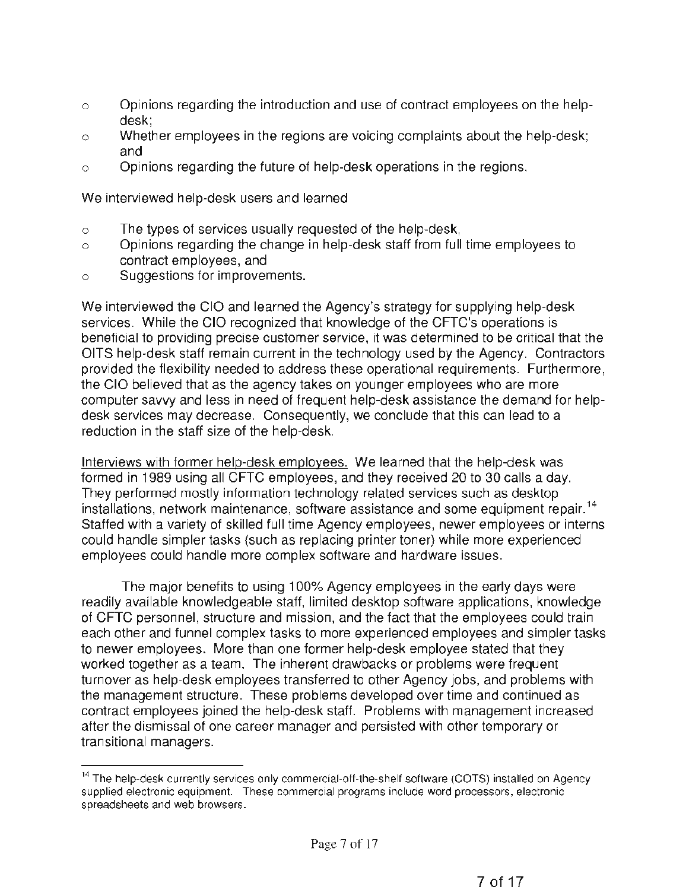- Opinions regarding the introduction and use of contract employees on the help-desk;
- Whether employees in the regions are voicing complaints about the help-desk; and
- Opinions regarding the future of help-desk operations in the regions.

We interviewed help-desk users and learned

- The types of services usually requested of the help-desk,
- Opinions regarding the change in help-desk staff from full time employees to contract employees, and
- Suggestions for improvements.

We interviewed the CIO and learned the Agency's strategy for supplying help-desk services. While the CIO recognized that knowledge of the CFTC's operations is beneficial to providing precise customer service, it was determined to be critical that the OITS help-desk staff remain current in the technology used by the Agency. Contractors provided the flexibility needed to address these operational requirements. Furthermore, the CIO believed that as the agency takes on younger employees who are more computer savvy and less in need of frequent help-desk assistance the demand for help-desk services may decrease. Consequently, we conclude that this can lead to a reduction in the staff size of the help-desk.

Interviews with former help-desk employees. We learned that the help-desk was formed in 1989 using all CFTC employees, and they received 20 to 30 calls a day. They performed mostly information technology related services such as desktop installations, network maintenance, software assistance and some equipment repair.[14] Staffed with a variety of skilled full time Agency employees, newer employees or interns could handle simpler tasks (such as replacing printer toner) while more experienced employees could handle more complex software and hardware issues.

The major benefits to using 100% Agency employees in the early days were readily available knowledgeable staff, limited desktop software applications, knowledge of CFTC personnel, structure and mission, and the fact that the employees could train each other and funnel complex tasks to more experienced employees and simpler tasks to newer employees. More than one former help-desk employee stated that they worked together as a team. The inherent drawbacks or problems were frequent turnover as help-desk employees transferred to other Agency jobs, and problems with the management structure. These problems developed over time and continued as contract employees joined the help-desk staff. Problems with management increased after the dismissal of one career manager and persisted with other temporary or transitional managers.

[14] The help-desk currently services only commercial-off-the-shelf software (COTS) installed on Agency supplied electronic equipment. These commercial programs include word processors, electronic spreadsheets and web browsers.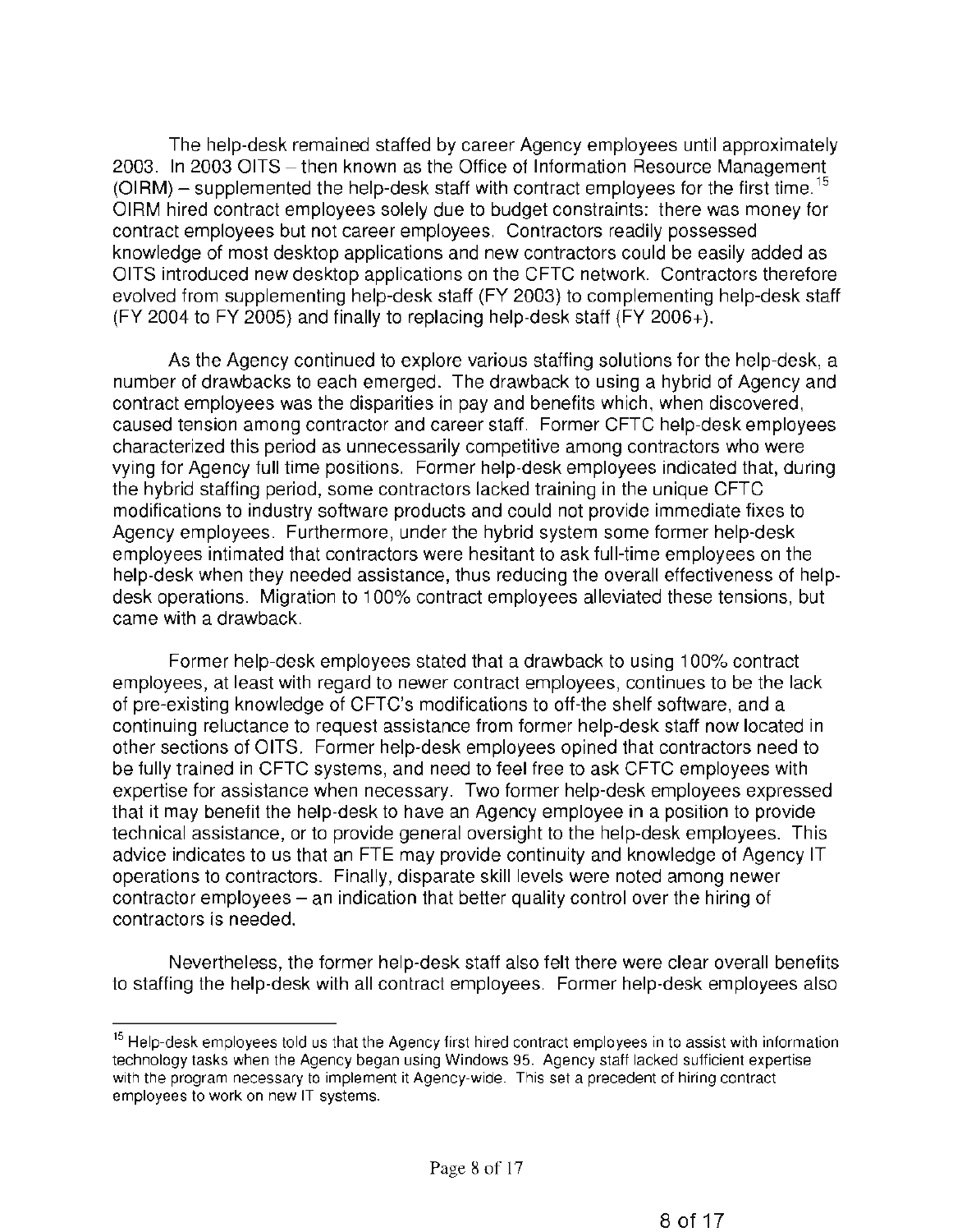The help-desk remained staffed by career Agency employees until approximately 2003. In 2003 OITS – then known as the Office of Information Resource Management (OIRM) – supplemented the help-desk staff with contract employees for the first time.[15] OIRM hired contract employees solely due to budget constraints: there was money for contract employees but not career employees. Contractors readily possessed knowledge of most desktop applications and new contractors could be easily added as OITS introduced new desktop applications on the CFTC network. Contractors therefore evolved from supplementing help-desk staff (FY 2003) to complementing help-desk staff (FY 2004 to FY 2005) and finally to replacing help-desk staff (FY 2006+).

As the Agency continued to explore various staffing solutions for the help-desk, a number of drawbacks to each emerged. The drawback to using a hybrid of Agency and contract employees was the disparities in pay and benefits which, when discovered, caused tension among contractor and career staff. Former CFTC help-desk employees characterized this period as unnecessarily competitive among contractors who were vying for Agency full time positions. Former help-desk employees indicated that, during the hybrid staffing period, some contractors lacked training in the unique CFTC modifications to industry software products and could not provide immediate fixes to Agency employees. Furthermore, under the hybrid system some former help-desk employees intimated that contractors were hesitant to ask full-time employees on the help-desk when they needed assistance, thus reducing the overall effectiveness of help-desk operations. Migration to 100% contract employees alleviated these tensions, but came with a drawback.

Former help-desk employees stated that a drawback to using 100% contract employees, at least with regard to newer contract employees, continues to be the lack of pre-existing knowledge of CFTC's modifications to off-the shelf software, and a continuing reluctance to request assistance from former help-desk staff now located in other sections of OITS. Former help-desk employees opined that contractors need to be fully trained in CFTC systems, and need to feel free to ask CFTC employees with expertise for assistance when necessary. Two former help-desk employees expressed that it may benefit the help-desk to have an Agency employee in a position to provide technical assistance, or to provide general oversight to the help-desk employees. This advice indicates to us that an FTE may provide continuity and knowledge of Agency IT operations to contractors. Finally, disparate skill levels were noted among newer contractor employees – an indication that better quality control over the hiring of contractors is needed.

Nevertheless, the former help-desk staff also felt there were clear overall benefits to staffing the help-desk with all contract employees. Former help-desk employees also

---

[15] Help-desk employees told us that the Agency first hired contract employees in to assist with information technology tasks when the Agency began using Windows 95. Agency staff lacked sufficient expertise with the program necessary to implement it Agency-wide. This set a precedent of hiring contract employees to work on new IT systems.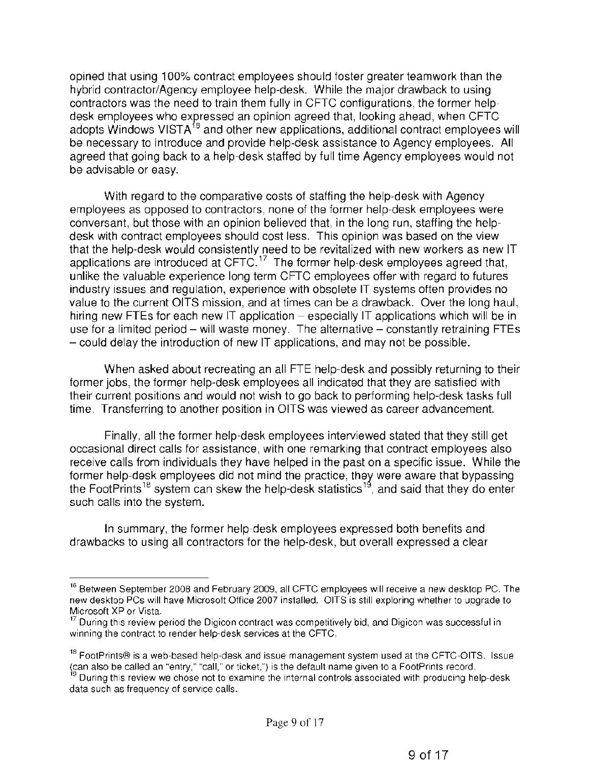opined that using 100% contract employees should foster greater teamwork than the hybrid contractor/Agency employee help-desk. While the major drawback to using contractors was the need to train them fully in CFTC configurations, the former help-desk employees who expressed an opinion agreed that, looking ahead, when CFTC adopts Windows VISTA[16] and other new applications, additional contract employees will be necessary to introduce and provide help-desk assistance to Agency employees. All agreed that going back to a help-desk staffed by full time Agency employees would not be advisable or easy.

With regard to the comparative costs of staffing the help-desk with Agency employees as opposed to contractors, none of the former help-desk employees were conversant, but those with an opinion believed that, in the long run, staffing the help-desk with contract employees should cost less. This opinion was based on the view that the help-desk would consistently need to be revitalized with new workers as new IT applications are introduced at CFTC.[17] The former help-desk employees agreed that, unlike the valuable experience long term CFTC employees offer with regard to futures industry issues and regulation, experience with obsolete IT systems often provides no value to the current OITS mission, and at times can be a drawback. Over the long haul, hiring new FTEs for each new IT application – especially IT applications which will be in use for a limited period – will waste money. The alternative – constantly retraining FTEs – could delay the introduction of new IT applications, and may not be possible.

When asked about recreating an all FTE help-desk and possibly returning to their former jobs, the former help-desk employees all indicated that they are satisfied with their current positions and would not wish to go back to performing help-desk tasks full time. Transferring to another position in OITS was viewed as career advancement.

Finally, all the former help-desk employees interviewed stated that they still get occasional direct calls for assistance, with one remarking that contract employees also receive calls from individuals they have helped in the past on a specific issue. While the former help-desk employees did not mind the practice, they were aware that bypassing the FootPrints[18] system can skew the help-desk statistics[19], and said that they do enter such calls into the system.

In summary, the former help-desk employees expressed both benefits and drawbacks to using all contractors for the help-desk, but overall expressed a clear

---

[16] Between September 2008 and February 2009, all CFTC employees will receive a new desktop PC. The new desktop PCs will have Microsoft Office 2007 installed. OITS is still exploring whether to upgrade to Microsoft XP or Vista.

[17] During this review period the Digicon contract was competitively bid, and Digicon was successful in winning the contract to render help-desk services at the CFTC.

[18] FootPrints® is a web-based help-desk and issue management system used at the CFTC-OITS. Issue (can also be called an "entry," "call," or ticket,") is the default name given to a FootPrints record.

[19] During this review we chose not to examine the internal controls associated with producing help-desk data such as frequency of service calls.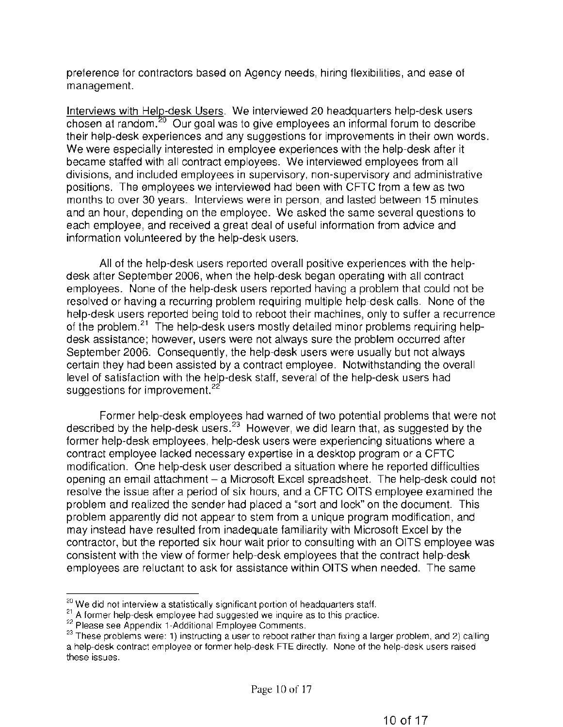preference for contractors based on Agency needs, hiring flexibilities, and ease of management.

Interviews with Help-desk Users. We interviewed 20 headquarters help-desk users chosen at random.[20] Our goal was to give employees an informal forum to describe their help-desk experiences and any suggestions for improvements in their own words. We were especially interested in employee experiences with the help-desk after it became staffed with all contract employees. We interviewed employees from all divisions, and included employees in supervisory, non-supervisory and administrative positions. The employees we interviewed had been with CFTC from a few as two months to over 30 years. Interviews were in person, and lasted between 15 minutes and an hour, depending on the employee. We asked the same several questions to each employee, and received a great deal of useful information from advice and information volunteered by the help-desk users.

All of the help-desk users reported overall positive experiences with the help-desk after September 2006, when the help-desk began operating with all contract employees. None of the help-desk users reported having a problem that could not be resolved or having a recurring problem requiring multiple help-desk calls. None of the help-desk users reported being told to reboot their machines, only to suffer a recurrence of the problem.[21] The help-desk users mostly detailed minor problems requiring help-desk assistance; however, users were not always sure the problem occurred after September 2006. Consequently, the help-desk users were usually but not always certain they had been assisted by a contract employee. Notwithstanding the overall level of satisfaction with the help-desk staff, several of the help-desk users had suggestions for improvement.[22]

Former help-desk employees had warned of two potential problems that were not described by the help-desk users.[23] However, we did learn that, as suggested by the former help-desk employees, help-desk users were experiencing situations where a contract employee lacked necessary expertise in a desktop program or a CFTC modification. One help-desk user described a situation where he reported difficulties opening an email attachment – a Microsoft Excel spreadsheet. The help-desk could not resolve the issue after a period of six hours, and a CFTC OITS employee examined the problem and realized the sender had placed a "sort and lock" on the document. This problem apparently did not appear to stem from a unique program modification, and may instead have resulted from inadequate familiarity with Microsoft Excel by the contractor, but the reported six hour wait prior to consulting with an OITS employee was consistent with the view of former help-desk employees that the contract help-desk employees are reluctant to ask for assistance within OITS when needed. The same

---

[20] We did not interview a statistically significant portion of headquarters staff.

[21] A former help-desk employee had suggested we inquire as to this practice.

[22] Please see Appendix 1-Additional Employee Comments.

[23] These problems were: 1) instructing a user to reboot rather than fixing a larger problem, and 2) calling a help-desk contract employee or former help-desk FTE directly. None of the help-desk users raised these issues.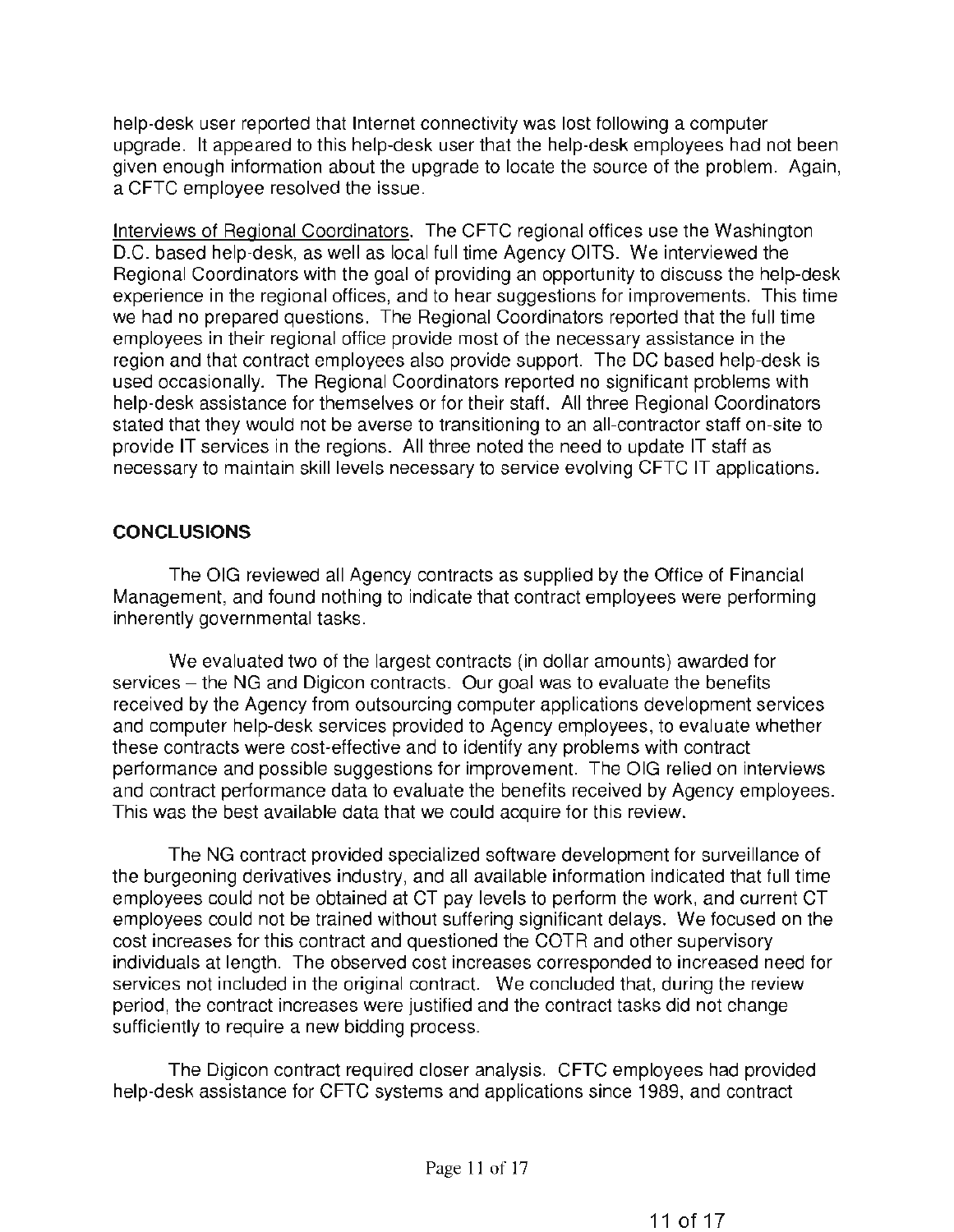help-desk user reported that Internet connectivity was lost following a computer upgrade. It appeared to this help-desk user that the help-desk employees had not been given enough information about the upgrade to locate the source of the problem. Again, a CFTC employee resolved the issue.

Interviews of Regional Coordinators. The CFTC regional offices use the Washington D.C. based help-desk, as well as local full time Agency OITS. We interviewed the Regional Coordinators with the goal of providing an opportunity to discuss the help-desk experience in the regional offices, and to hear suggestions for improvements. This time we had no prepared questions. The Regional Coordinators reported that the full time employees in their regional office provide most of the necessary assistance in the region and that contract employees also provide support. The DC based help-desk is used occasionally. The Regional Coordinators reported no significant problems with help-desk assistance for themselves or for their staff. All three Regional Coordinators stated that they would not be averse to transitioning to an all-contractor staff on-site to provide IT services in the regions. All three noted the need to update IT staff as necessary to maintain skill levels necessary to service evolving CFTC IT applications.

## CONCLUSIONS

The OIG reviewed all Agency contracts as supplied by the Office of Financial Management, and found nothing to indicate that contract employees were performing inherently governmental tasks.

We evaluated two of the largest contracts (in dollar amounts) awarded for services – the NG and Digicon contracts. Our goal was to evaluate the benefits received by the Agency from outsourcing computer applications development services and computer help-desk services provided to Agency employees, to evaluate whether these contracts were cost-effective and to identify any problems with contract performance and possible suggestions for improvement. The OIG relied on interviews and contract performance data to evaluate the benefits received by Agency employees. This was the best available data that we could acquire for this review.

The NG contract provided specialized software development for surveillance of the burgeoning derivatives industry, and all available information indicated that full time employees could not be obtained at CT pay levels to perform the work, and current CT employees could not be trained without suffering significant delays. We focused on the cost increases for this contract and questioned the COTR and other supervisory individuals at length. The observed cost increases corresponded to increased need for services not included in the original contract. We concluded that, during the review period, the contract increases were justified and the contract tasks did not change sufficiently to require a new bidding process.

The Digicon contract required closer analysis. CFTC employees had provided help-desk assistance for CFTC systems and applications since 1989, and contract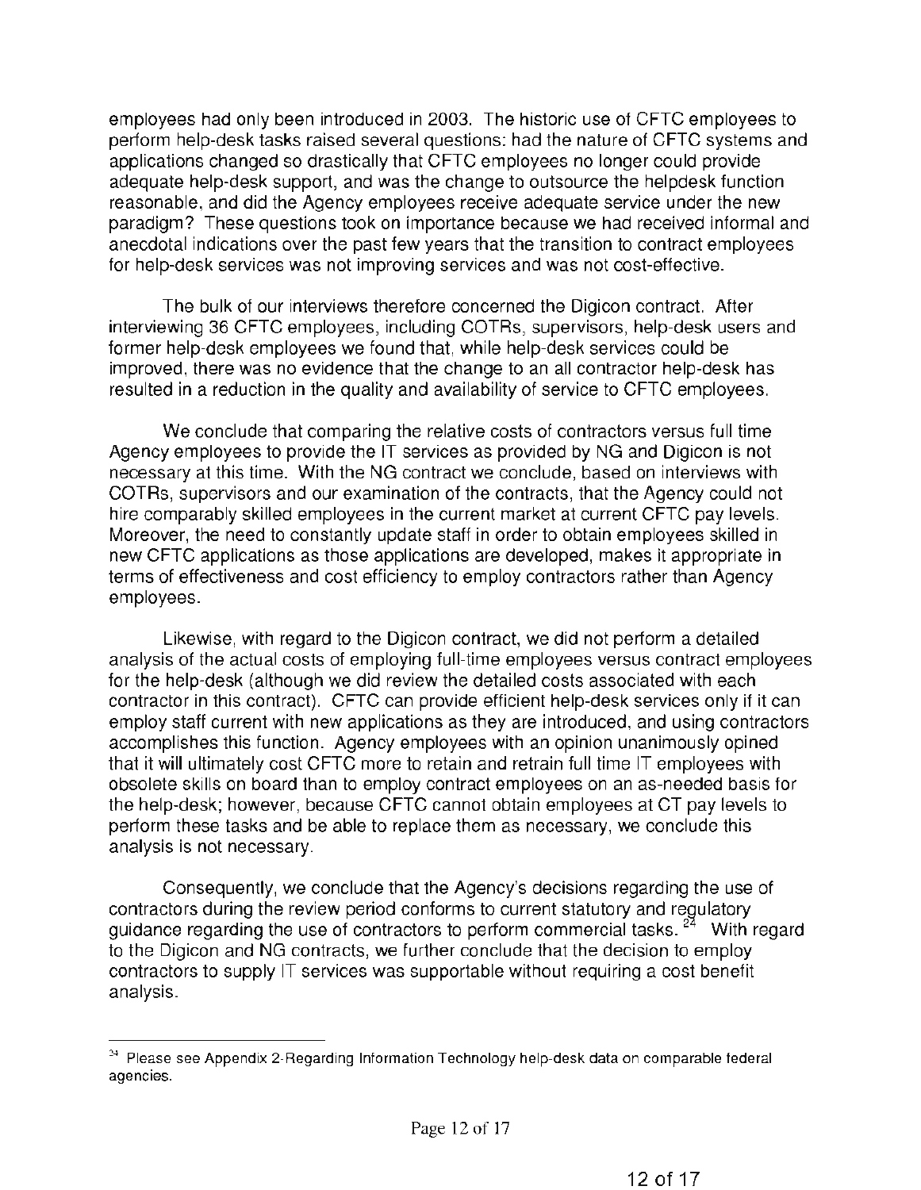employees had only been introduced in 2003. The historic use of CFTC employees to perform help-desk tasks raised several questions: had the nature of CFTC systems and applications changed so drastically that CFTC employees no longer could provide adequate help-desk support, and was the change to outsource the helpdesk function reasonable, and did the Agency employees receive adequate service under the new paradigm? These questions took on importance because we had received informal and anecdotal indications over the past few years that the transition to contract employees for help-desk services was not improving services and was not cost-effective.

The bulk of our interviews therefore concerned the Digicon contract. After interviewing 36 CFTC employees, including COTRs, supervisors, help-desk users and former help-desk employees we found that, while help-desk services could be improved, there was no evidence that the change to an all contractor help-desk has resulted in a reduction in the quality and availability of service to CFTC employees.

We conclude that comparing the relative costs of contractors versus full time Agency employees to provide the IT services as provided by NG and Digicon is not necessary at this time. With the NG contract we conclude, based on interviews with COTRs, supervisors and our examination of the contracts, that the Agency could not hire comparably skilled employees in the current market at current CFTC pay levels. Moreover, the need to constantly update staff in order to obtain employees skilled in new CFTC applications as those applications are developed, makes it appropriate in terms of effectiveness and cost efficiency to employ contractors rather than Agency employees.

Likewise, with regard to the Digicon contract, we did not perform a detailed analysis of the actual costs of employing full-time employees versus contract employees for the help-desk (although we did review the detailed costs associated with each contractor in this contract). CFTC can provide efficient help-desk services only if it can employ staff current with new applications as they are introduced, and using contractors accomplishes this function. Agency employees with an opinion unanimously opined that it will ultimately cost CFTC more to retain and retrain full time IT employees with obsolete skills on board than to employ contract employees on an as-needed basis for the help-desk; however, because CFTC cannot obtain employees at CT pay levels to perform these tasks and be able to replace them as necessary, we conclude this analysis is not necessary.

Consequently, we conclude that the Agency's decisions regarding the use of contractors during the review period conforms to current statutory and regulatory guidance regarding the use of contractors to perform commercial tasks.[24] With regard to the Digicon and NG contracts, we further conclude that the decision to employ contractors to supply IT services was supportable without requiring a cost benefit analysis.

---

[24] Please see Appendix 2-Regarding Information Technology help-desk data on comparable federal agencies.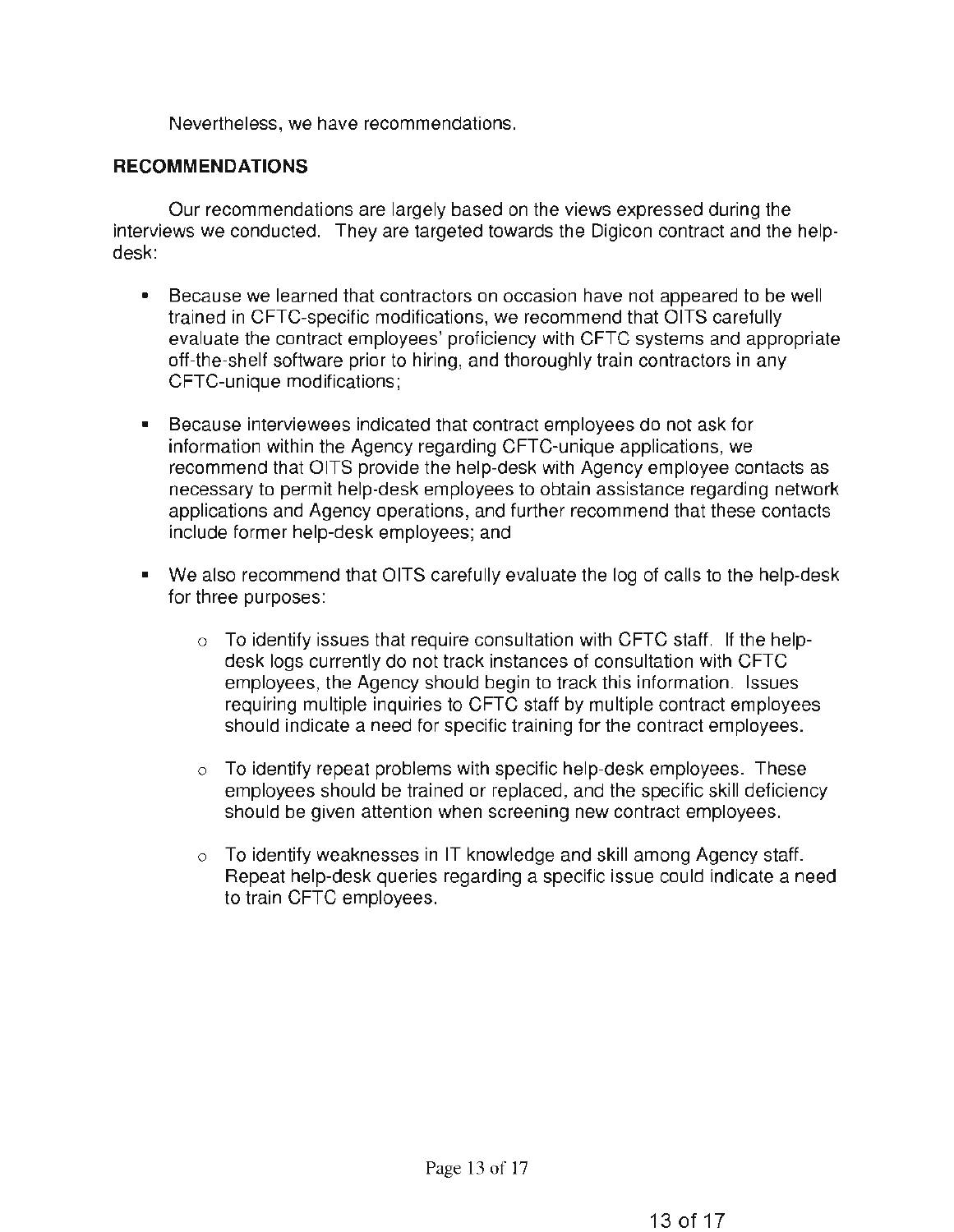Nevertheless, we have recommendations.

## RECOMMENDATIONS

Our recommendations are largely based on the views expressed during the interviews we conducted. They are targeted towards the Digicon contract and the help-desk:

- Because we learned that contractors on occasion have not appeared to be well trained in CFTC-specific modifications, we recommend that OITS carefully evaluate the contract employees' proficiency with CFTC systems and appropriate off-the-shelf software prior to hiring, and thoroughly train contractors in any CFTC-unique modifications;

- Because interviewees indicated that contract employees do not ask for information within the Agency regarding CFTC-unique applications, we recommend that OITS provide the help-desk with Agency employee contacts as necessary to permit help-desk employees to obtain assistance regarding network applications and Agency operations, and further recommend that these contacts include former help-desk employees; and

- We also recommend that OITS carefully evaluate the log of calls to the help-desk for three purposes:

  - To identify issues that require consultation with CFTC staff. If the help-desk logs currently do not track instances of consultation with CFTC employees, the Agency should begin to track this information. Issues requiring multiple inquiries to CFTC staff by multiple contract employees should indicate a need for specific training for the contract employees.

  - To identify repeat problems with specific help-desk employees. These employees should be trained or replaced, and the specific skill deficiency should be given attention when screening new contract employees.

  - To identify weaknesses in IT knowledge and skill among Agency staff. Repeat help-desk queries regarding a specific issue could indicate a need to train CFTC employees.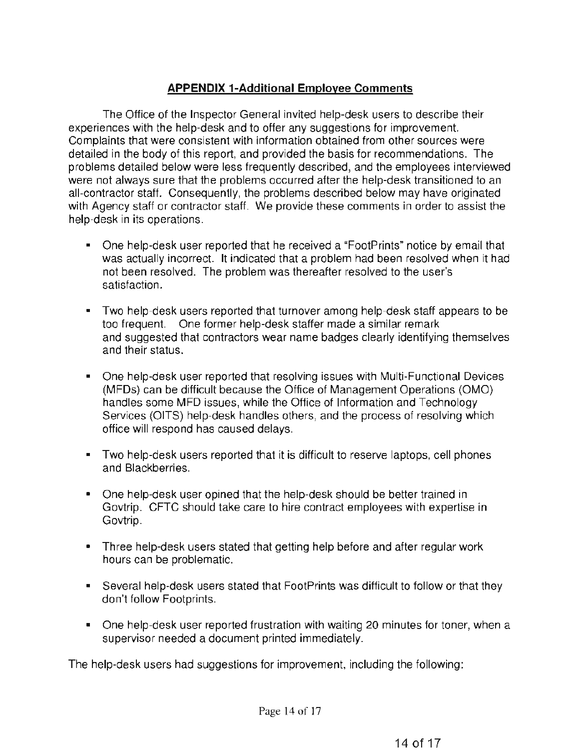## APPENDIX 1-Additional Employee Comments

The Office of the Inspector General invited help-desk users to describe their experiences with the help-desk and to offer any suggestions for improvement. Complaints that were consistent with information obtained from other sources were detailed in the body of this report, and provided the basis for recommendations. The problems detailed below were less frequently described, and the employees interviewed were not always sure that the problems occurred after the help-desk transitioned to an all-contractor staff. Consequently, the problems described below may have originated with Agency staff or contractor staff. We provide these comments in order to assist the help-desk in its operations.

- One help-desk user reported that he received a "FootPrints" notice by email that was actually incorrect. It indicated that a problem had been resolved when it had not been resolved. The problem was thereafter resolved to the user's satisfaction.
- Two help-desk users reported that turnover among help-desk staff appears to be too frequent. One former help-desk staffer made a similar remark and suggested that contractors wear name badges clearly identifying themselves and their status.
- One help-desk user reported that resolving issues with Multi-Functional Devices (MFDs) can be difficult because the Office of Management Operations (OMO) handles some MFD issues, while the Office of Information and Technology Services (OITS) help-desk handles others, and the process of resolving which office will respond has caused delays.
- Two help-desk users reported that it is difficult to reserve laptops, cell phones and Blackberries.
- One help-desk user opined that the help-desk should be better trained in Govtrip. CFTC should take care to hire contract employees with expertise in Govtrip.
- Three help-desk users stated that getting help before and after regular work hours can be problematic.
- Several help-desk users stated that FootPrints was difficult to follow or that they don't follow Footprints.
- One help-desk user reported frustration with waiting 20 minutes for toner, when a supervisor needed a document printed immediately.

The help-desk users had suggestions for improvement, including the following: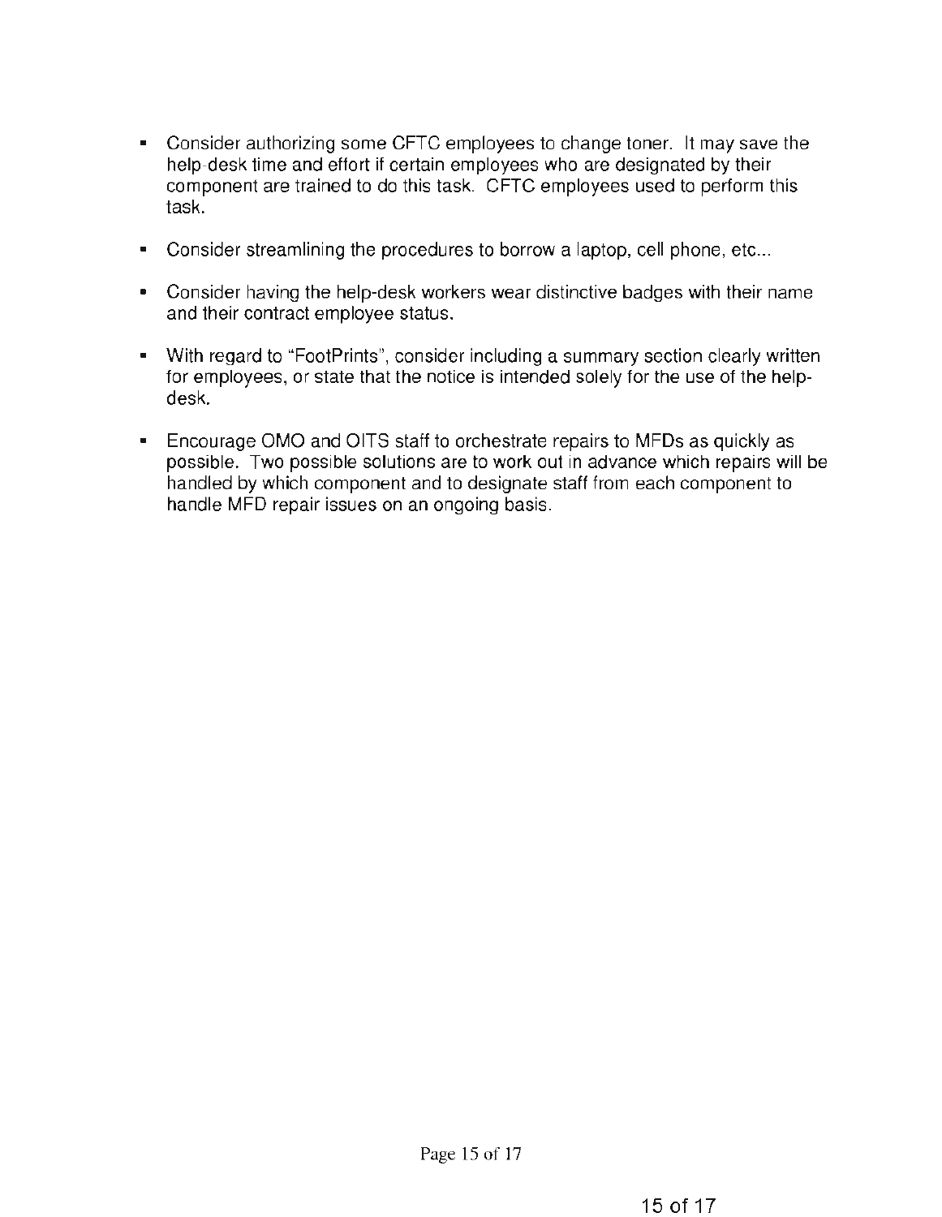- Consider authorizing some CFTC employees to change toner. It may save the help-desk time and effort if certain employees who are designated by their component are trained to do this task. CFTC employees used to perform this task.

- Consider streamlining the procedures to borrow a laptop, cell phone, etc...

- Consider having the help-desk workers wear distinctive badges with their name and their contract employee status.

- With regard to "FootPrints", consider including a summary section clearly written for employees, or state that the notice is intended solely for the use of the help-desk.

- Encourage OMO and OITS staff to orchestrate repairs to MFDs as quickly as possible. Two possible solutions are to work out in advance which repairs will be handled by which component and to designate staff from each component to handle MFD repair issues on an ongoing basis.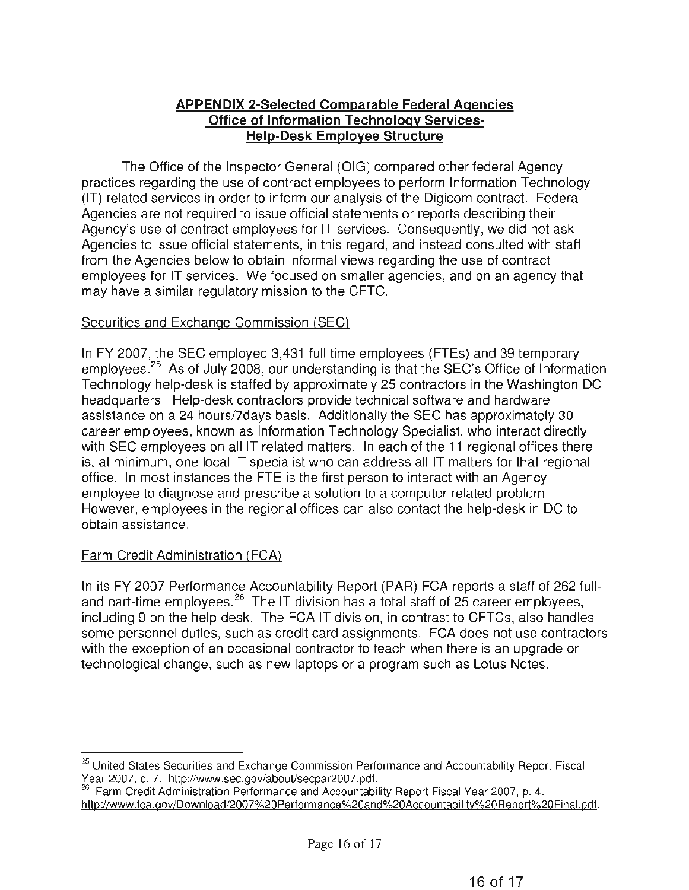## APPENDIX 2-Selected Comparable Federal Agencies Office of Information Technology Services-Help-Desk Employee Structure

The Office of the Inspector General (OIG) compared other federal Agency practices regarding the use of contract employees to perform Information Technology (IT) related services in order to inform our analysis of the Digicom contract. Federal Agencies are not required to issue official statements or reports describing their Agency's use of contract employees for IT services. Consequently, we did not ask Agencies to issue official statements, in this regard, and instead consulted with staff from the Agencies below to obtain informal views regarding the use of contract employees for IT services. We focused on smaller agencies, and on an agency that may have a similar regulatory mission to the CFTC.

Securities and Exchange Commission (SEC)

In FY 2007, the SEC employed 3,431 full time employees (FTEs) and 39 temporary employees.[25] As of July 2008, our understanding is that the SEC's Office of Information Technology help-desk is staffed by approximately 25 contractors in the Washington DC headquarters. Help-desk contractors provide technical software and hardware assistance on a 24 hours/7days basis. Additionally the SEC has approximately 30 career employees, known as Information Technology Specialist, who interact directly with SEC employees on all IT related matters. In each of the 11 regional offices there is, at minimum, one local IT specialist who can address all IT matters for that regional office. In most instances the FTE is the first person to interact with an Agency employee to diagnose and prescribe a solution to a computer related problem. However, employees in the regional offices can also contact the help-desk in DC to obtain assistance.

Farm Credit Administration (FCA)

In its FY 2007 Performance Accountability Report (PAR) FCA reports a staff of 262 full- and part-time employees.[26] The IT division has a total staff of 25 career employees, including 9 on the help-desk. The FCA IT division, in contrast to CFTCs, also handles some personnel duties, such as credit card assignments. FCA does not use contractors with the exception of an occasional contractor to teach when there is an upgrade or technological change, such as new laptops or a program such as Lotus Notes.

---

[25] United States Securities and Exchange Commission Performance and Accountability Report Fiscal Year 2007, p. 7. http://www.sec.gov/about/secpar2007.pdf.

[26] Farm Credit Administration Performance and Accountability Report Fiscal Year 2007, p. 4. http://www.fca.gov/Download/2007%20Performance%20and%20Accountability%20Report%20Final.pdf.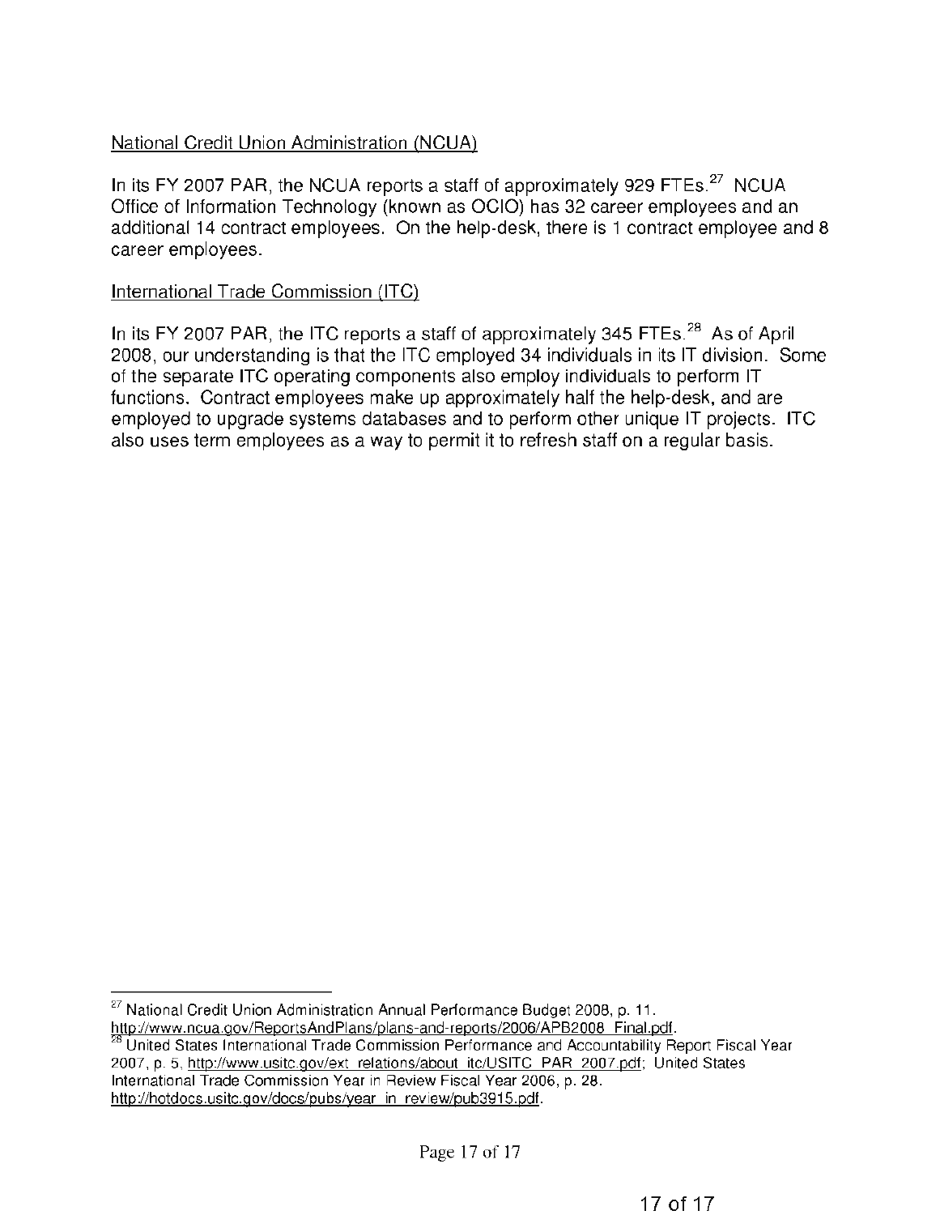National Credit Union Administration (NCUA)

In its FY 2007 PAR, the NCUA reports a staff of approximately 929 FTEs.[27] NCUA Office of Information Technology (known as OCIO) has 32 career employees and an additional 14 contract employees. On the help-desk, there is 1 contract employee and 8 career employees.

International Trade Commission (ITC)

In its FY 2007 PAR, the ITC reports a staff of approximately 345 FTEs.[28] As of April 2008, our understanding is that the ITC employed 34 individuals in its IT division. Some of the separate ITC operating components also employ individuals to perform IT functions. Contract employees make up approximately half the help-desk, and are employed to upgrade systems databases and to perform other unique IT projects. ITC also uses term employees as a way to permit it to refresh staff on a regular basis.

---

[27] National Credit Union Administration Annual Performance Budget 2008, p. 11. http://www.ncua.gov/ReportsAndPlans/plans-and-reports/2006/APB2008_Final.pdf.

[28] United States International Trade Commission Performance and Accountability Report Fiscal Year 2007, p. 5, http://www.usitc.gov/ext_relations/about_itc/USITC_PAR_2007.pdf; United States International Trade Commission Year in Review Fiscal Year 2006, p. 28. http://hotdocs.usitc.gov/docs/pubs/year_in_review/pub3915.pdf.